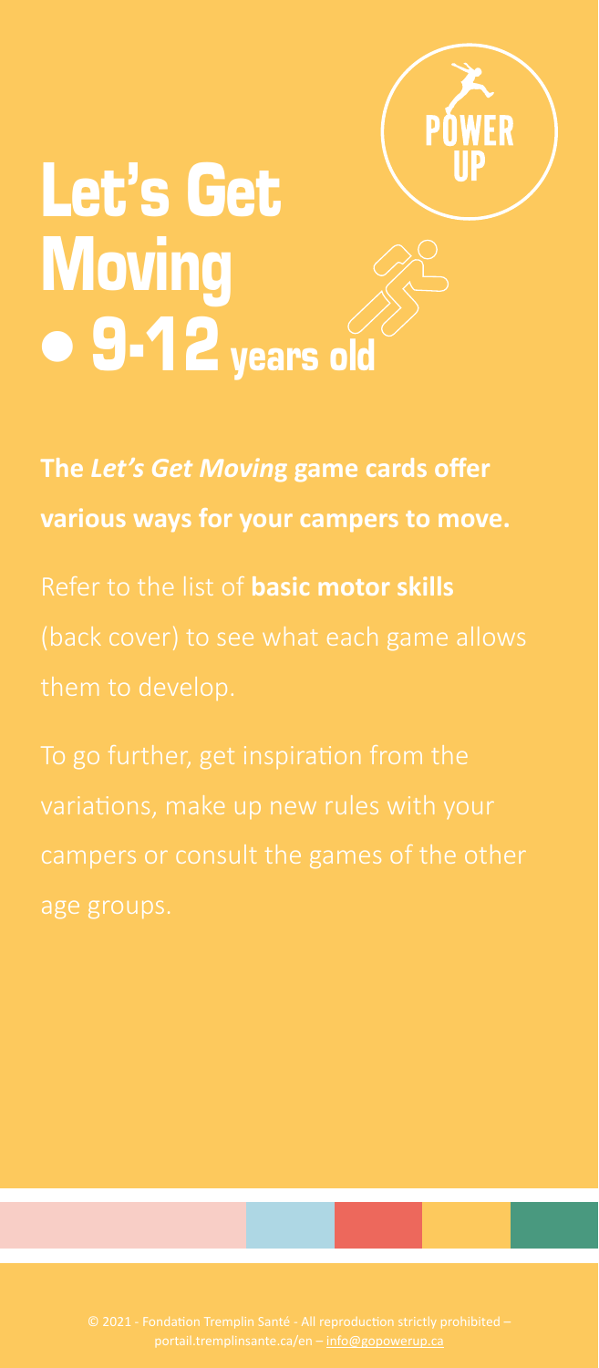POWER UP

# Let's Get Moving • 9-12 years old

**The *Let's Get Moving* game cards offer various ways for your campers to move.**

Refer to the list of **basic motor skills** (back cover) to see what each game allows them to develop.

To go further, get inspiration from the variations, make up new rules with your campers or consult the games of the other age groups.

© 2021 - Fondation Tremplin Santé - All reproduction strictly prohibited – portail.tremplinsante.ca/en – info@gopowerup.ca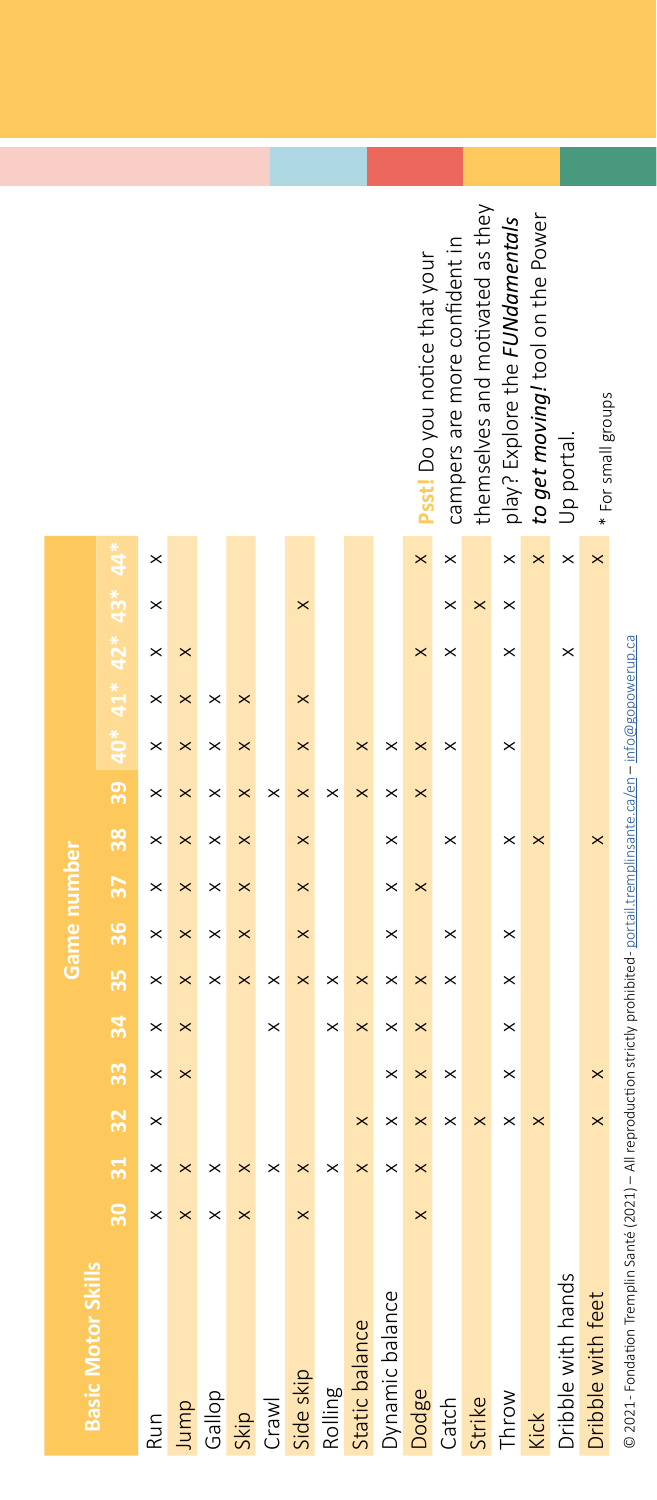| Basic Motor Skills | Game number | | | | | | | | | | | | | | |
|---|---|---|---|---|---|---|---|---|---|---|---|---|---|---|---|
| | 30 | 31 | 32 | 33 | 34 | 35 | 36 | 37 | 38 | 39 | 40* | 41* | 42* | 43* | 44* |
| Run | × | × | × | × | × | × | × | × | × | × | × | × | × | × | × |
| Jump | × | × | | × | × | × | × | × | × | × | × | × | × | | |
| Gallop | × | × | | | | × | × | × | × | × | × | × | | | |
| Skip | × | × | | | | × | × | × | × | × | × | × | | | |
| Crawl | | × | | | × | × | | | | × | | | | | |
| Side skip | × | × | | | | × | × | × | × | × | × | × | | × | |
| Rolling | | × | | | × | × | | | | × | | | | | |
| Static balance | | × | × | | × | × | | | | × | × | | | | |
| Dynamic balance | | × | × | × | × | × | × | × | × | × | × | | | | |
| Dodge | × | × | × | × | × | × | | × | | × | × | | × | | × |
| Catch | | | × | × | | × | × | | × | | × | | × | × | × |
| Strike | | | × | | | | | | | | | | | × | |
| Throw | | | × | × | × | × | × | | × | | × | | × | × | × |
| Kick | | | × | | | | | | × | | | | | | × |
| Dribble with hands | | | | | | | | | | | | | × | | × |
| Dribble with feet | | | × | × | | | | | × | | | | | | × |

**Psst!** Do you notice that your campers are more confident in themselves and motivated as they play? Explore the ***FUNdamentals to get moving!*** tool on the Power Up portal.

\* For small groups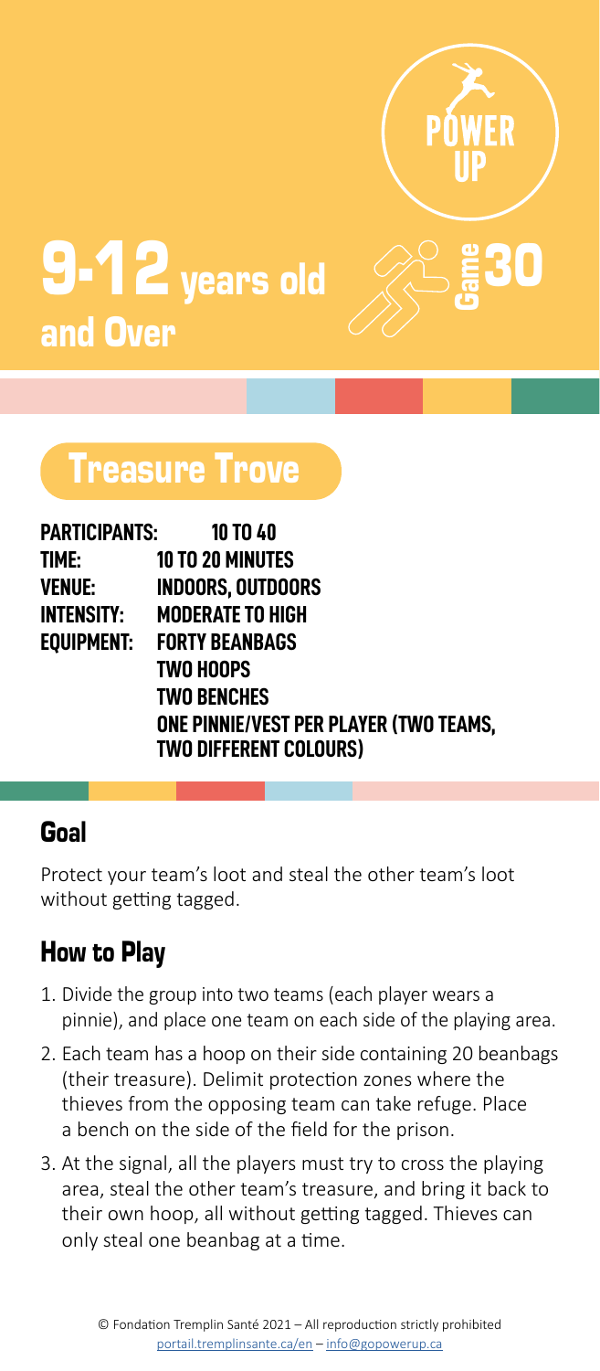POWER UP

# 9-12 years old and Over

Game 30

## Treasure Trove

**PARTICIPANTS:** 10 TO 40
**TIME:** 10 TO 20 MINUTES
**VENUE:** INDOORS, OUTDOORS
**INTENSITY:** MODERATE TO HIGH
**EQUIPMENT:** FORTY BEANBAGS
TWO HOOPS
TWO BENCHES
ONE PINNIE/VEST PER PLAYER (TWO TEAMS, TWO DIFFERENT COLOURS)

### Goal

Protect your team's loot and steal the other team's loot without getting tagged.

### How to Play

1. Divide the group into two teams (each player wears a pinnie), and place one team on each side of the playing area.
2. Each team has a hoop on their side containing 20 beanbags (their treasure). Delimit protection zones where the thieves from the opposing team can take refuge. Place a bench on the side of the field for the prison.
3. At the signal, all the players must try to cross the playing area, steal the other team's treasure, and bring it back to their own hoop, all without getting tagged. Thieves can only steal one beanbag at a time.

© Fondation Tremplin Santé 2021 – All reproduction strictly prohibited
portail.tremplinsante.ca/en – info@gopowerup.ca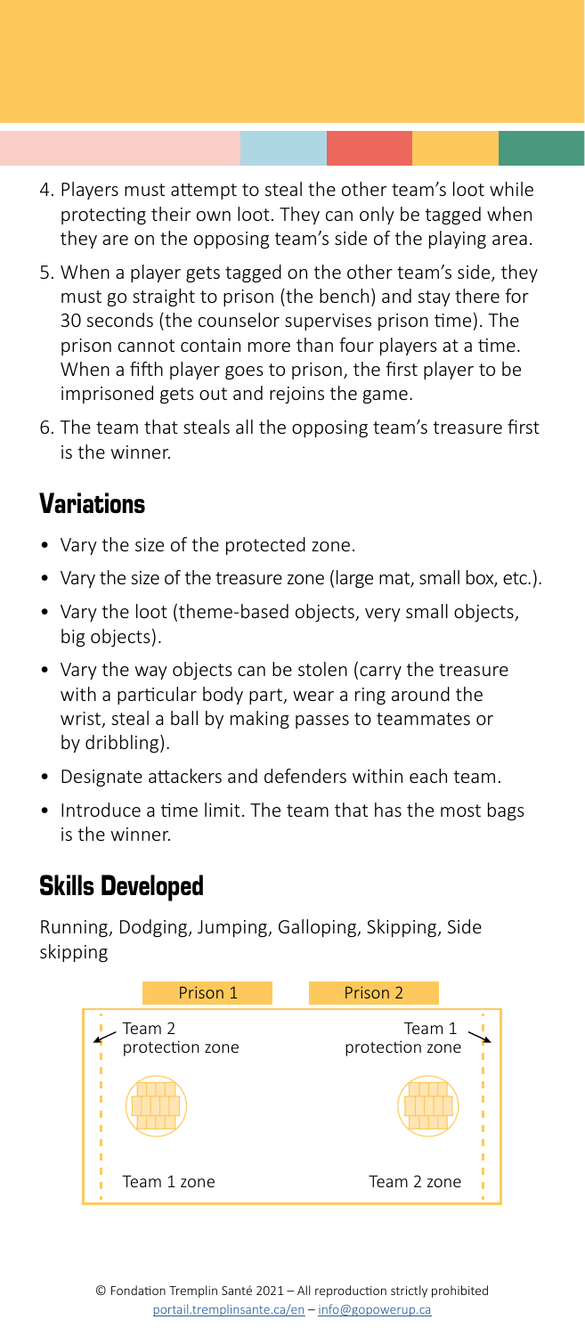4. Players must attempt to steal the other team's loot while protecting their own loot. They can only be tagged when they are on the opposing team's side of the playing area.
5. When a player gets tagged on the other team's side, they must go straight to prison (the bench) and stay there for 30 seconds (the counselor supervises prison time). The prison cannot contain more than four players at a time. When a fifth player goes to prison, the first player to be imprisoned gets out and rejoins the game.
6. The team that steals all the opposing team's treasure first is the winner.

## Variations

- Vary the size of the protected zone.
- Vary the size of the treasure zone (large mat, small box, etc.).
- Vary the loot (theme-based objects, very small objects, big objects).
- Vary the way objects can be stolen (carry the treasure with a particular body part, wear a ring around the wrist, steal a ball by making passes to teammates or by dribbling).
- Designate attackers and defenders within each team.
- Introduce a time limit. The team that has the most bags is the winner.

## Skills Developed

Running, Dodging, Jumping, Galloping, Skipping, Side skipping

Prison 1

Prison 2

Team 2 protection zone

Team 1 protection zone

Team 1 zone

Team 2 zone

© Fondation Tremplin Santé 2021 – All reproduction strictly prohibited
portail.tremplinsante.ca/en – info@gopowerup.ca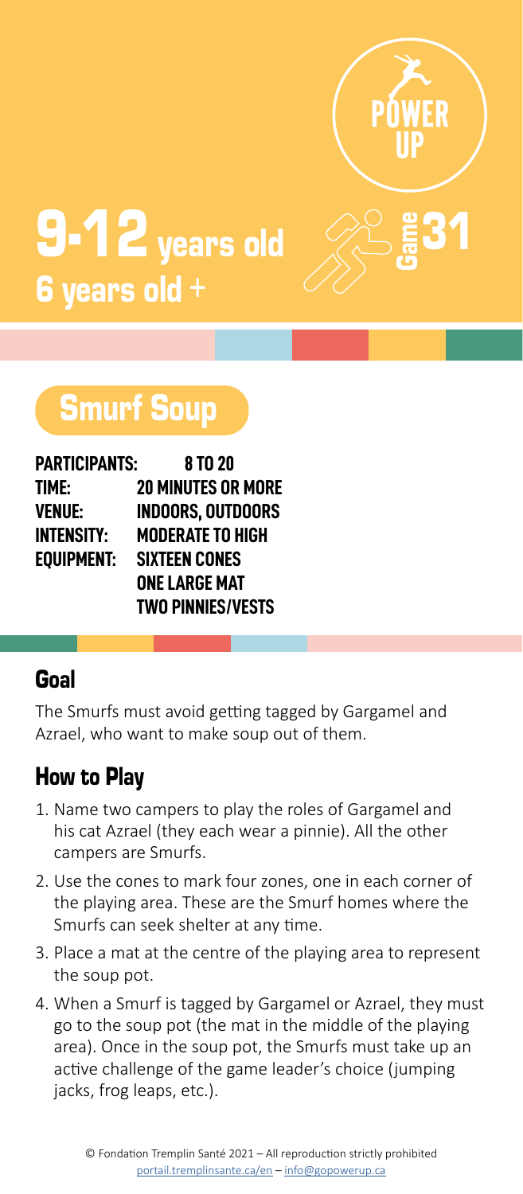# 9-12 years old
## 6 years old +

POWER UP

Game 31

## Smurf Soup

| | |
|---|---|
| **PARTICIPANTS:** | **8 TO 20** |
| **TIME:** | **20 MINUTES OR MORE** |
| **VENUE:** | **INDOORS, OUTDOORS** |
| **INTENSITY:** | **MODERATE TO HIGH** |
| **EQUIPMENT:** | **SIXTEEN CONES** |
| | **ONE LARGE MAT** |
| | **TWO PINNIES/VESTS** |

### Goal

The Smurfs must avoid getting tagged by Gargamel and Azrael, who want to make soup out of them.

### How to Play

1. Name two campers to play the roles of Gargamel and his cat Azrael (they each wear a pinnie). All the other campers are Smurfs.
2. Use the cones to mark four zones, one in each corner of the playing area. These are the Smurf homes where the Smurfs can seek shelter at any time.
3. Place a mat at the centre of the playing area to represent the soup pot.
4. When a Smurf is tagged by Gargamel or Azrael, they must go to the soup pot (the mat in the middle of the playing area). Once in the soup pot, the Smurfs must take up an active challenge of the game leader's choice (jumping jacks, frog leaps, etc.).

© Fondation Tremplin Santé 2021 – All reproduction strictly prohibited
portail.tremplinsante.ca/en – info@gopowerup.ca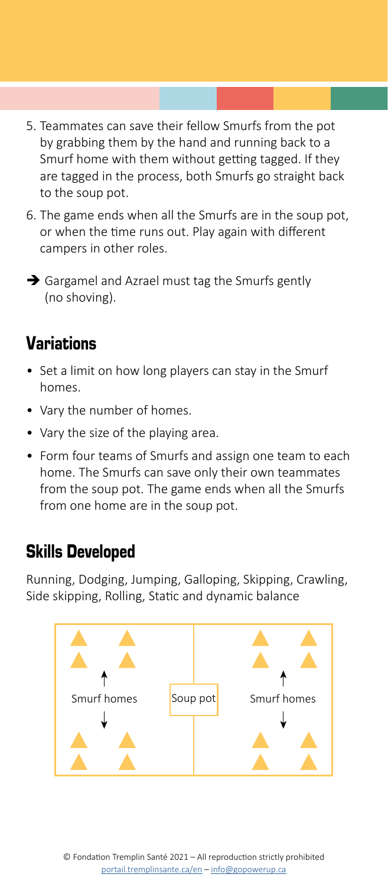5. Teammates can save their fellow Smurfs from the pot by grabbing them by the hand and running back to a Smurf home with them without getting tagged. If they are tagged in the process, both Smurfs go straight back to the soup pot.
6. The game ends when all the Smurfs are in the soup pot, or when the time runs out. Play again with different campers in other roles.

➔ Gargamel and Azrael must tag the Smurfs gently (no shoving).

## Variations

- Set a limit on how long players can stay in the Smurf homes.
- Vary the number of homes.
- Vary the size of the playing area.
- Form four teams of Smurfs and assign one team to each home. The Smurfs can save only their own teammates from the soup pot. The game ends when all the Smurfs from one home are in the soup pot.

## Skills Developed

Running, Dodging, Jumping, Galloping, Skipping, Crawling, Side skipping, Rolling, Static and dynamic balance

Smurf homes

Soup pot

Smurf homes

© Fondation Tremplin Santé 2021 – All reproduction strictly prohibited
portail.tremplinsante.ca/en – info@gopowerup.ca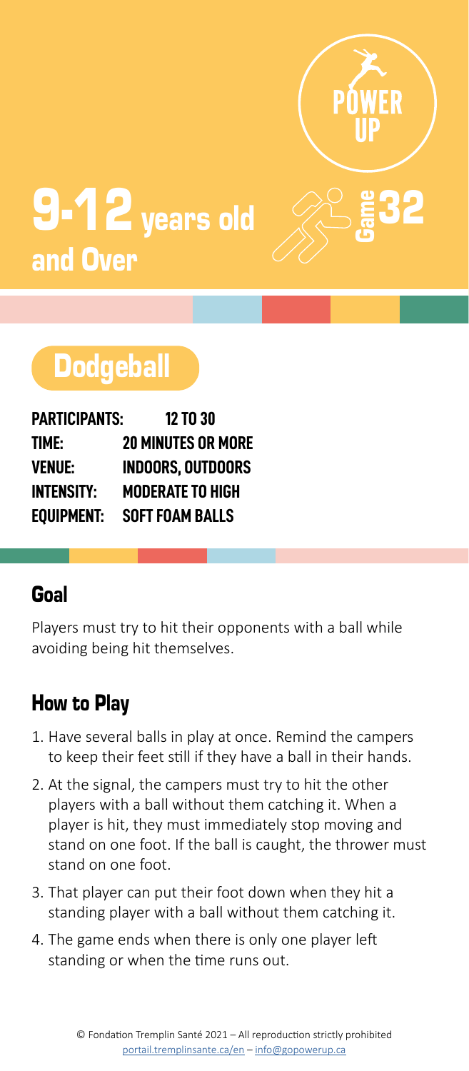# 9-12 years old and Over

POWER UP

Game 32

## Dodgeball

**PARTICIPANTS:** 12 TO 30
**TIME:** 20 MINUTES OR MORE
**VENUE:** INDOORS, OUTDOORS
**INTENSITY:** MODERATE TO HIGH
**EQUIPMENT:** SOFT FOAM BALLS

### Goal

Players must try to hit their opponents with a ball while avoiding being hit themselves.

### How to Play

1. Have several balls in play at once. Remind the campers to keep their feet still if they have a ball in their hands.
2. At the signal, the campers must try to hit the other players with a ball without them catching it. When a player is hit, they must immediately stop moving and stand on one foot. If the ball is caught, the thrower must stand on one foot.
3. That player can put their foot down when they hit a standing player with a ball without them catching it.
4. The game ends when there is only one player left standing or when the time runs out.

© Fondation Tremplin Santé 2021 – All reproduction strictly prohibited
portail.tremplinsante.ca/en – info@gopowerup.ca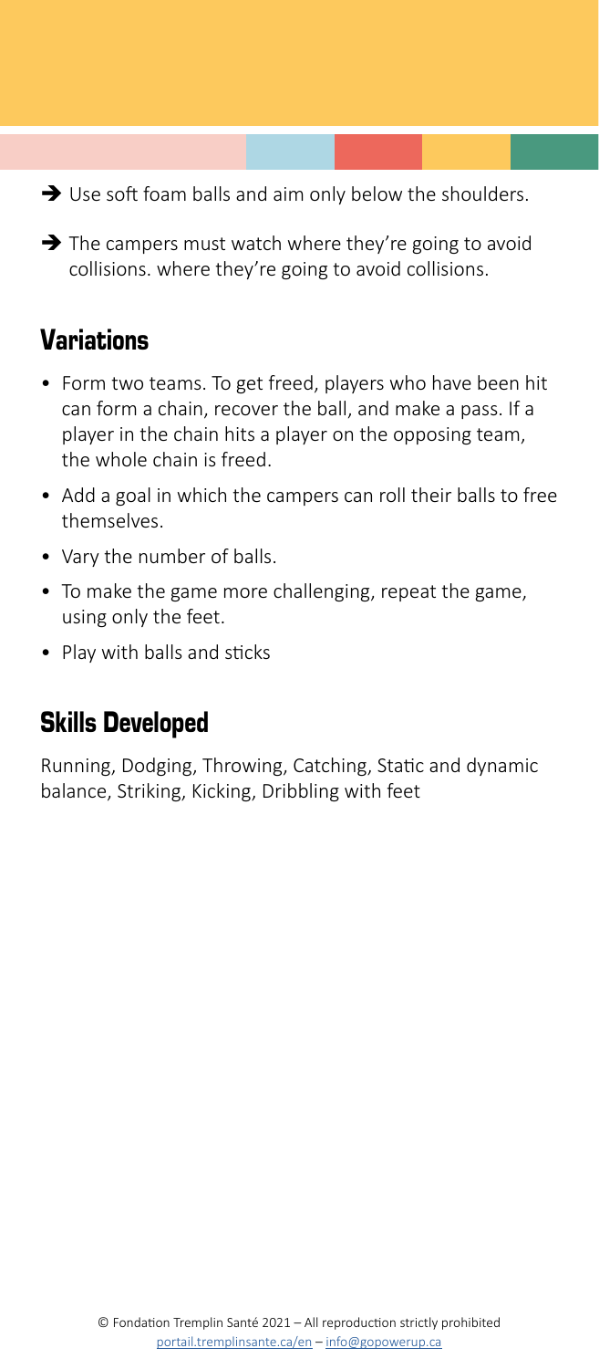➔ Use soft foam balls and aim only below the shoulders.

➔ The campers must watch where they're going to avoid collisions. where they're going to avoid collisions.

## Variations

- Form two teams. To get freed, players who have been hit can form a chain, recover the ball, and make a pass. If a player in the chain hits a player on the opposing team, the whole chain is freed.
- Add a goal in which the campers can roll their balls to free themselves.
- Vary the number of balls.
- To make the game more challenging, repeat the game, using only the feet.
- Play with balls and sticks

## Skills Developed

Running, Dodging, Throwing, Catching, Static and dynamic balance, Striking, Kicking, Dribbling with feet

© Fondation Tremplin Santé 2021 – All reproduction strictly prohibited
portail.tremplinsante.ca/en – info@gopowerup.ca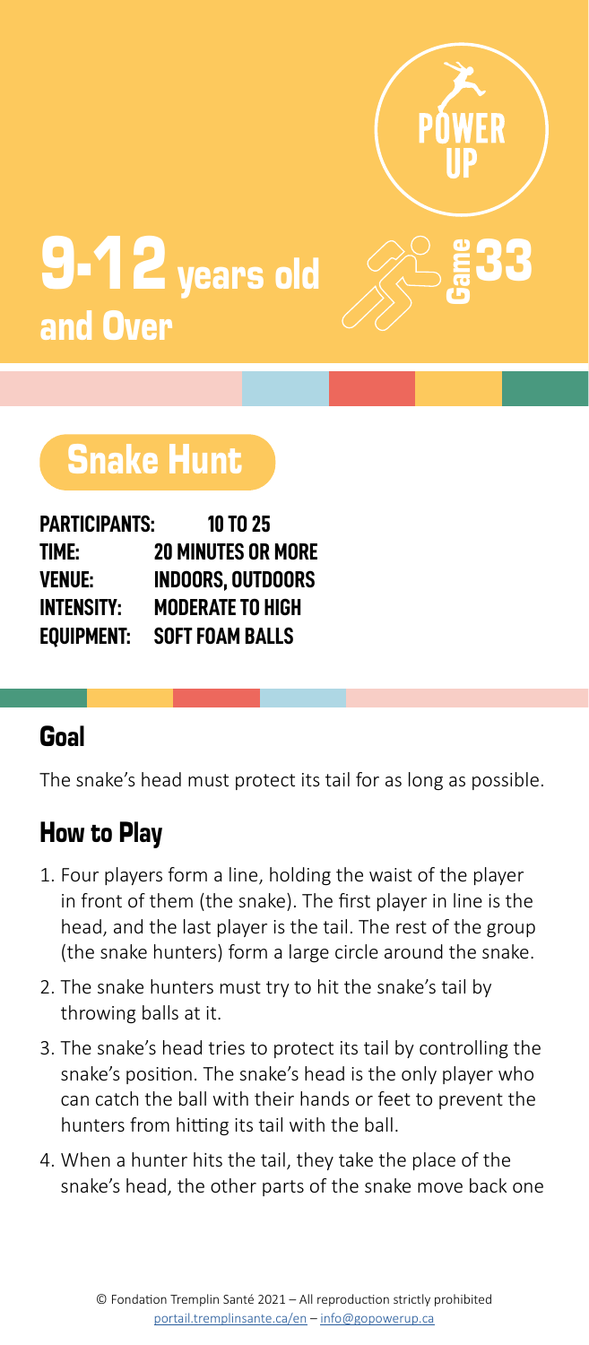POWER UP

# 9-12 years old and Over

Game 33

## Snake Hunt

| | |
|---|---|
| **PARTICIPANTS:** | **10 TO 25** |
| **TIME:** | **20 MINUTES OR MORE** |
| **VENUE:** | **INDOORS, OUTDOORS** |
| **INTENSITY:** | **MODERATE TO HIGH** |
| **EQUIPMENT:** | **SOFT FOAM BALLS** |

### Goal

The snake's head must protect its tail for as long as possible.

### How to Play

1. Four players form a line, holding the waist of the player in front of them (the snake). The first player in line is the head, and the last player is the tail. The rest of the group (the snake hunters) form a large circle around the snake.
2. The snake hunters must try to hit the snake's tail by throwing balls at it.
3. The snake's head tries to protect its tail by controlling the snake's position. The snake's head is the only player who can catch the ball with their hands or feet to prevent the hunters from hitting its tail with the ball.
4. When a hunter hits the tail, they take the place of the snake's head, the other parts of the snake move back one

© Fondation Tremplin Santé 2021 – All reproduction strictly prohibited
portail.tremplinsante.ca/en – info@gopowerup.ca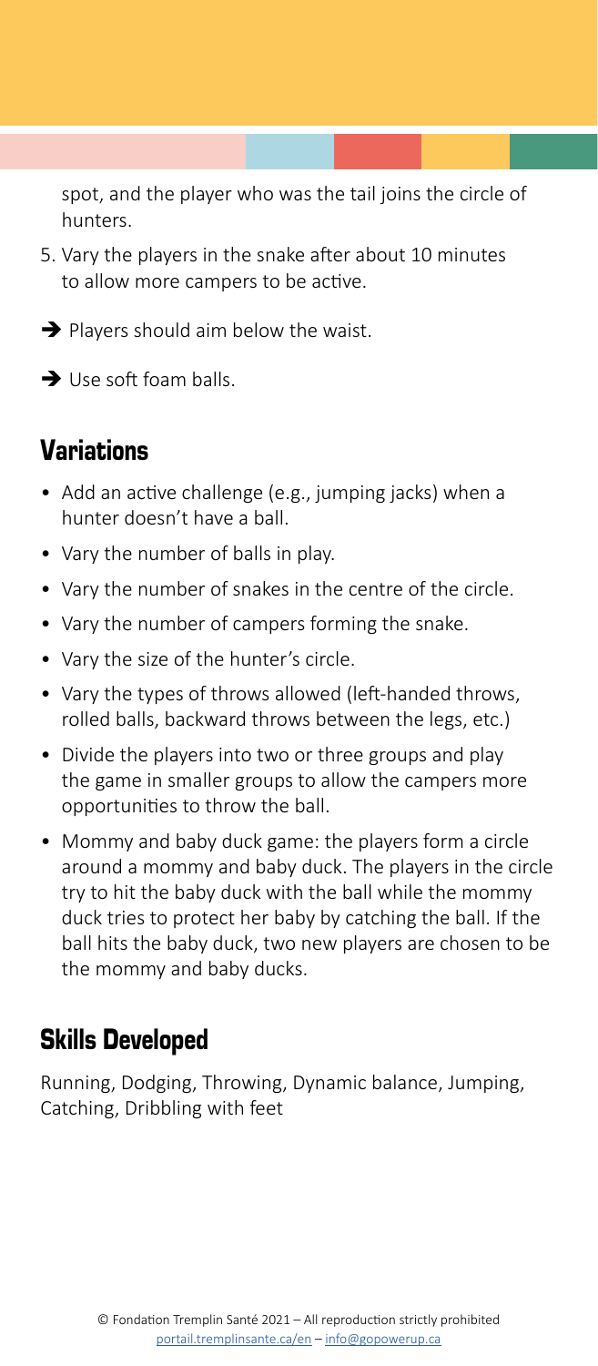spot, and the player who was the tail joins the circle of hunters.

5. Vary the players in the snake after about 10 minutes to allow more campers to be active.

➔ Players should aim below the waist.

➔ Use soft foam balls.

## Variations

- Add an active challenge (e.g., jumping jacks) when a hunter doesn't have a ball.
- Vary the number of balls in play.
- Vary the number of snakes in the centre of the circle.
- Vary the number of campers forming the snake.
- Vary the size of the hunter's circle.
- Vary the types of throws allowed (left-handed throws, rolled balls, backward throws between the legs, etc.)
- Divide the players into two or three groups and play the game in smaller groups to allow the campers more opportunities to throw the ball.
- Mommy and baby duck game: the players form a circle around a mommy and baby duck. The players in the circle try to hit the baby duck with the ball while the mommy duck tries to protect her baby by catching the ball. If the ball hits the baby duck, two new players are chosen to be the mommy and baby ducks.

## Skills Developed

Running, Dodging, Throwing, Dynamic balance, Jumping, Catching, Dribbling with feet

© Fondation Tremplin Santé 2021 – All reproduction strictly prohibited
portail.tremplinsante.ca/en – info@gopowerup.ca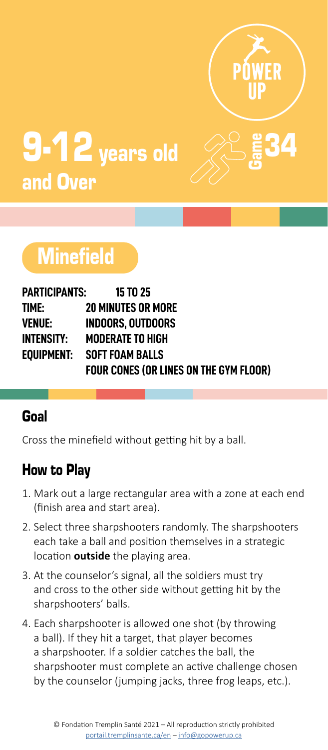# 9-12 years old and Over

POWER UP

Game 34

## Minefield

**PARTICIPANTS:** 15 TO 25
**TIME:** 20 MINUTES OR MORE
**VENUE:** INDOORS, OUTDOORS
**INTENSITY:** MODERATE TO HIGH
**EQUIPMENT:** SOFT FOAM BALLS
FOUR CONES (OR LINES ON THE GYM FLOOR)

### Goal

Cross the minefield without getting hit by a ball.

### How to Play

1. Mark out a large rectangular area with a zone at each end (finish area and start area).
2. Select three sharpshooters randomly. The sharpshooters each take a ball and position themselves in a strategic location **outside** the playing area.
3. At the counselor's signal, all the soldiers must try and cross to the other side without getting hit by the sharpshooters' balls.
4. Each sharpshooter is allowed one shot (by throwing a ball). If they hit a target, that player becomes a sharpshooter. If a soldier catches the ball, the sharpshooter must complete an active challenge chosen by the counselor (jumping jacks, three frog leaps, etc.).

© Fondation Tremplin Santé 2021 – All reproduction strictly prohibited
portail.tremplinsante.ca/en – info@gopowerup.ca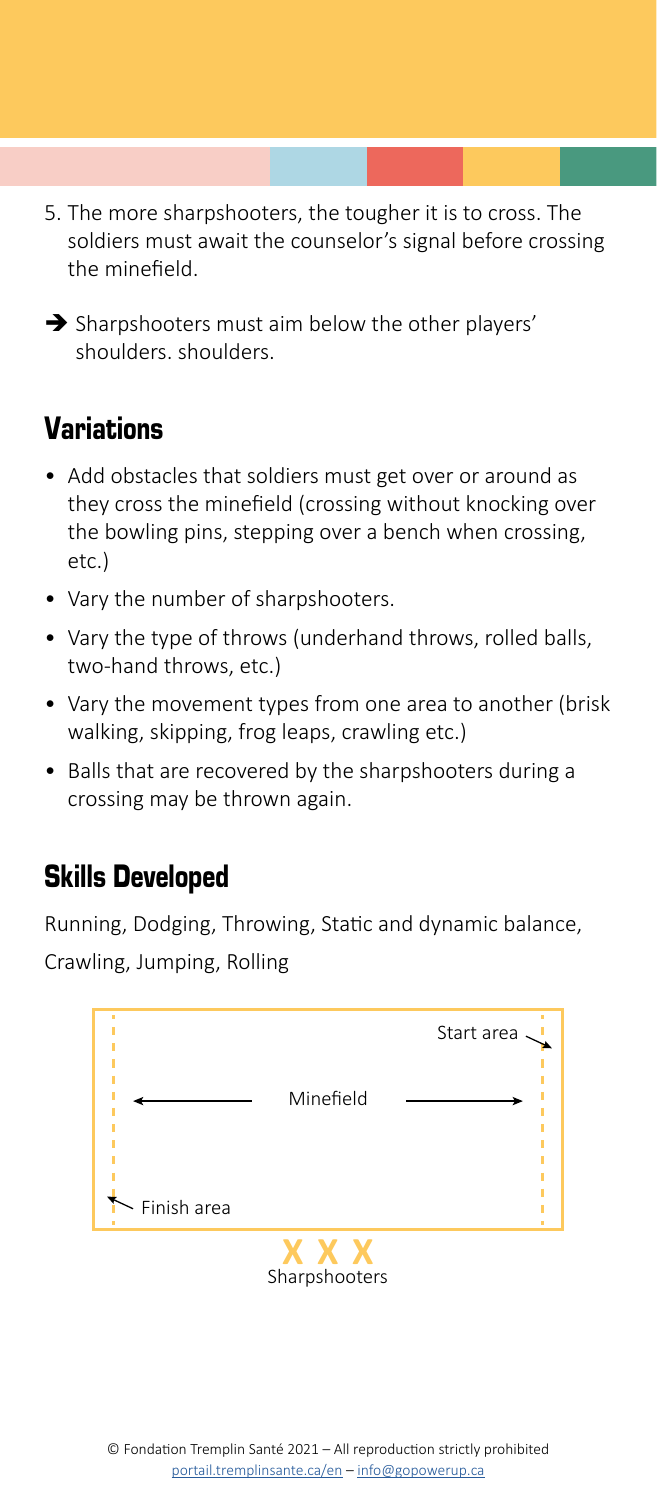5. The more sharpshooters, the tougher it is to cross. The soldiers must await the counselor's signal before crossing the minefield.

➔ Sharpshooters must aim below the other players' shoulders. shoulders.

## Variations

- Add obstacles that soldiers must get over or around as they cross the minefield (crossing without knocking over the bowling pins, stepping over a bench when crossing, etc.)
- Vary the number of sharpshooters.
- Vary the type of throws (underhand throws, rolled balls, two-hand throws, etc.)
- Vary the movement types from one area to another (brisk walking, skipping, frog leaps, crawling etc.)
- Balls that are recovered by the sharpshooters during a crossing may be thrown again.

## Skills Developed

Running, Dodging, Throwing, Static and dynamic balance, Crawling, Jumping, Rolling

Start area

Minefield

Finish area

X X X

Sharpshooters

© Fondation Tremplin Santé 2021 – All reproduction strictly prohibited
portail.tremplinsante.ca/en – info@gopowerup.ca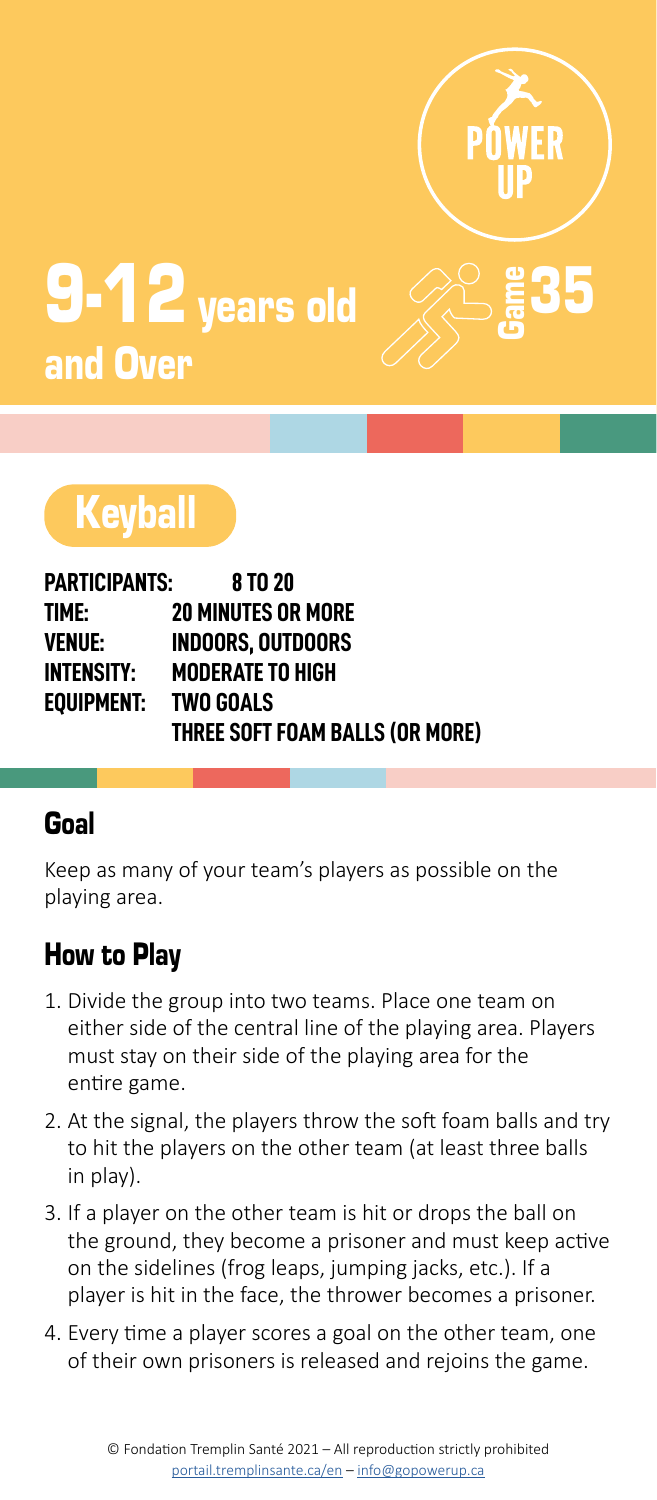POWER UP

# 9-12 years old and Over

Game 35

## Keyball

**PARTICIPANTS:** 8 TO 20
**TIME:** 20 MINUTES OR MORE
**VENUE:** INDOORS, OUTDOORS
**INTENSITY:** MODERATE TO HIGH
**EQUIPMENT:** TWO GOALS
THREE SOFT FOAM BALLS (OR MORE)

### Goal

Keep as many of your team's players as possible on the playing area.

### How to Play

1. Divide the group into two teams. Place one team on either side of the central line of the playing area. Players must stay on their side of the playing area for the entire game.
2. At the signal, the players throw the soft foam balls and try to hit the players on the other team (at least three balls in play).
3. If a player on the other team is hit or drops the ball on the ground, they become a prisoner and must keep active on the sidelines (frog leaps, jumping jacks, etc.). If a player is hit in the face, the thrower becomes a prisoner.
4. Every time a player scores a goal on the other team, one of their own prisoners is released and rejoins the game.

© Fondation Tremplin Santé 2021 – All reproduction strictly prohibited
portail.tremplinsante.ca/en – info@gopowerup.ca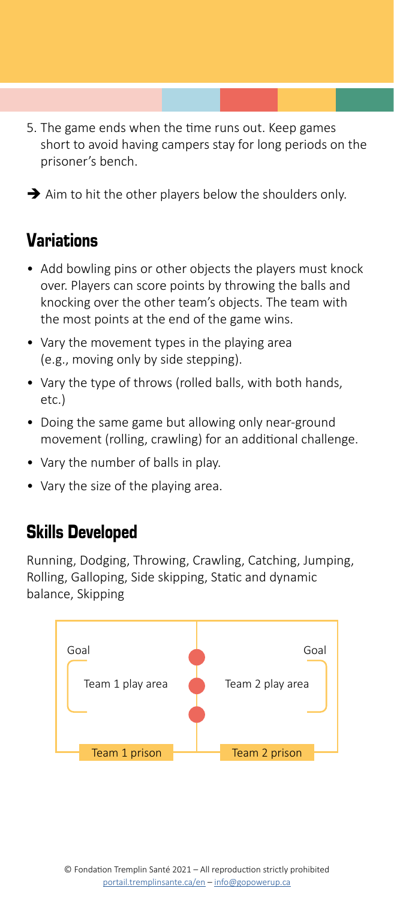5. The game ends when the time runs out. Keep games short to avoid having campers stay for long periods on the prisoner's bench.

➔ Aim to hit the other players below the shoulders only.

## Variations

- Add bowling pins or other objects the players must knock over. Players can score points by throwing the balls and knocking over the other team's objects. The team with the most points at the end of the game wins.
- Vary the movement types in the playing area (e.g., moving only by side stepping).
- Vary the type of throws (rolled balls, with both hands, etc.)
- Doing the same game but allowing only near-ground movement (rolling, crawling) for an additional challenge.
- Vary the number of balls in play.
- Vary the size of the playing area.

## Skills Developed

Running, Dodging, Throwing, Crawling, Catching, Jumping, Rolling, Galloping, Side skipping, Static and dynamic balance, Skipping

Goal

Team 1 play area

Goal

Team 2 play area

Team 1 prison

Team 2 prison

© Fondation Tremplin Santé 2021 – All reproduction strictly prohibited
portail.tremplinsante.ca/en – info@gopowerup.ca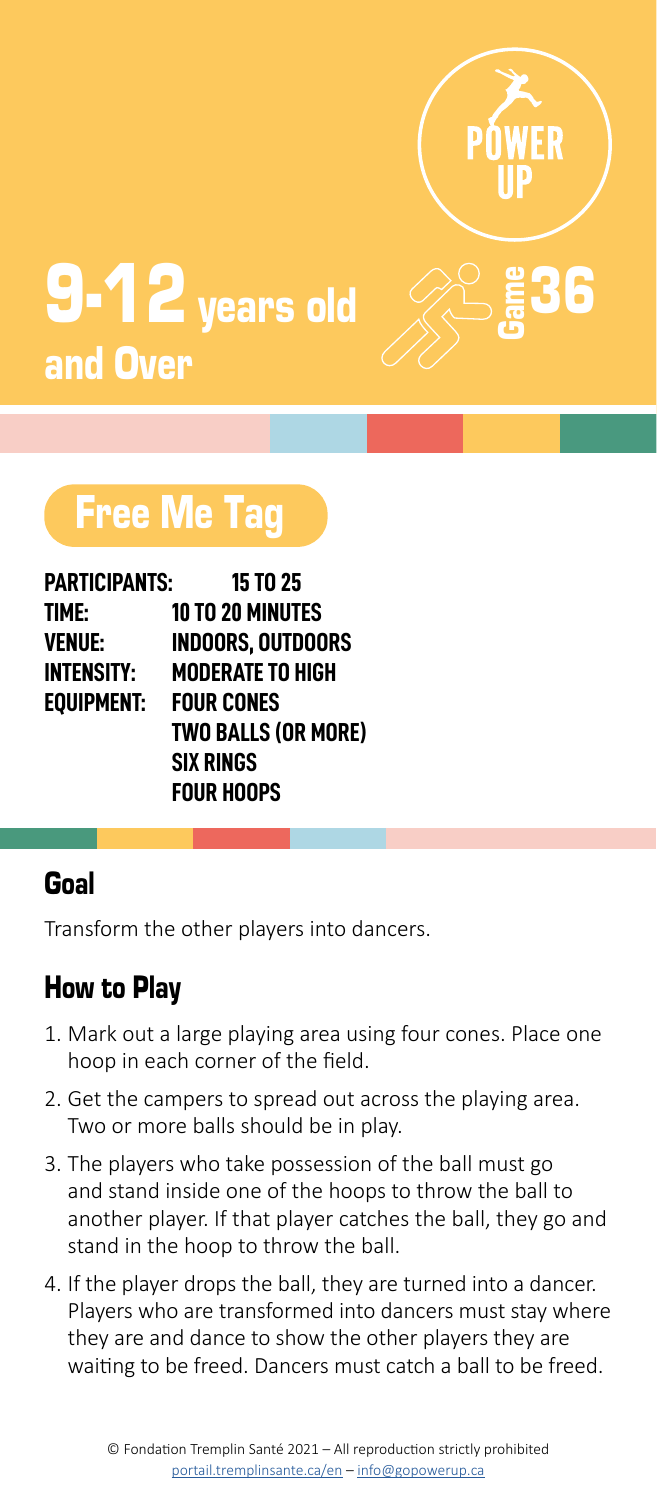POWER UP

# 9-12 years old and Over

Game 36

## Free Me Tag

**PARTICIPANTS:** 15 TO 25
**TIME:** 10 TO 20 MINUTES
**VENUE:** INDOORS, OUTDOORS
**INTENSITY:** MODERATE TO HIGH
**EQUIPMENT:** FOUR CONES
TWO BALLS (OR MORE)
SIX RINGS
FOUR HOOPS

### Goal

Transform the other players into dancers.

### How to Play

1. Mark out a large playing area using four cones. Place one hoop in each corner of the field.
2. Get the campers to spread out across the playing area. Two or more balls should be in play.
3. The players who take possession of the ball must go and stand inside one of the hoops to throw the ball to another player. If that player catches the ball, they go and stand in the hoop to throw the ball.
4. If the player drops the ball, they are turned into a dancer. Players who are transformed into dancers must stay where they are and dance to show the other players they are waiting to be freed. Dancers must catch a ball to be freed.

© Fondation Tremplin Santé 2021 – All reproduction strictly prohibited
portail.tremplinsante.ca/en – info@gopowerup.ca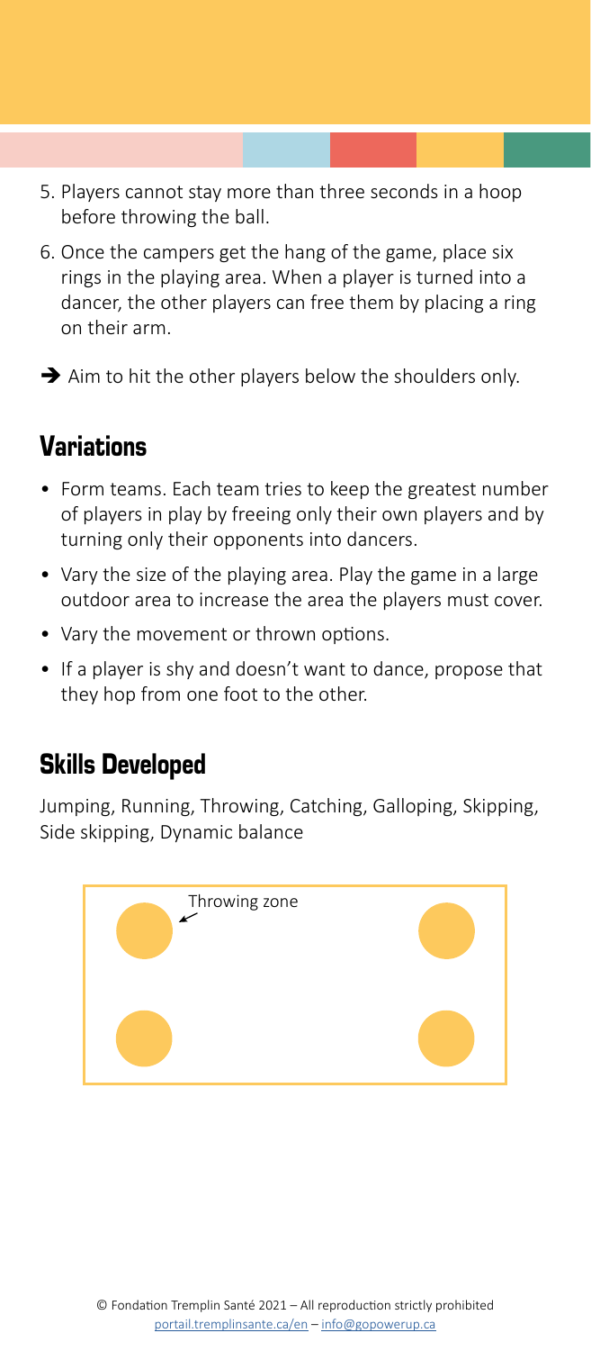5. Players cannot stay more than three seconds in a hoop before throwing the ball.
6. Once the campers get the hang of the game, place six rings in the playing area. When a player is turned into a dancer, the other players can free them by placing a ring on their arm.

➔ Aim to hit the other players below the shoulders only.

## Variations

- Form teams. Each team tries to keep the greatest number of players in play by freeing only their own players and by turning only their opponents into dancers.
- Vary the size of the playing area. Play the game in a large outdoor area to increase the area the players must cover.
- Vary the movement or thrown options.
- If a player is shy and doesn't want to dance, propose that they hop from one foot to the other.

## Skills Developed

Jumping, Running, Throwing, Catching, Galloping, Skipping, Side skipping, Dynamic balance

Throwing zone

© Fondation Tremplin Santé 2021 – All reproduction strictly prohibited
portail.tremplinsante.ca/en – info@gopowerup.ca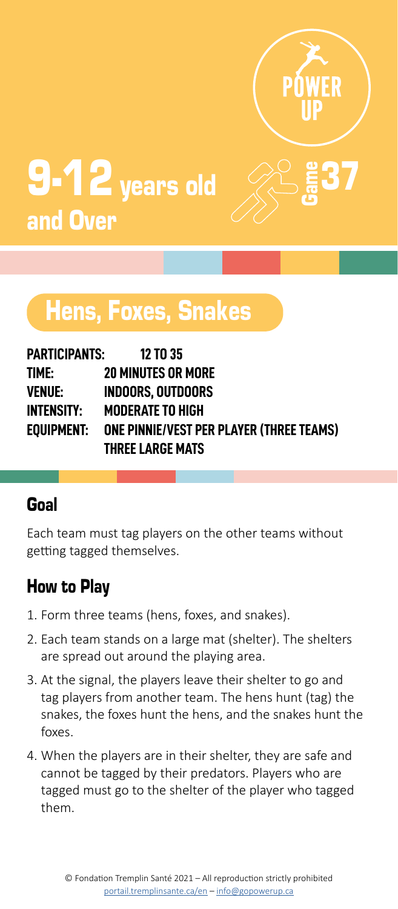POWER UP

# 9-12 years old and Over

Game 37

## Hens, Foxes, Snakes

**PARTICIPANTS:** 12 TO 35
**TIME:** 20 MINUTES OR MORE
**VENUE:** INDOORS, OUTDOORS
**INTENSITY:** MODERATE TO HIGH
**EQUIPMENT:** ONE PINNIE/VEST PER PLAYER (THREE TEAMS)
THREE LARGE MATS

### Goal

Each team must tag players on the other teams without getting tagged themselves.

### How to Play

1. Form three teams (hens, foxes, and snakes).
2. Each team stands on a large mat (shelter). The shelters are spread out around the playing area.
3. At the signal, the players leave their shelter to go and tag players from another team. The hens hunt (tag) the snakes, the foxes hunt the hens, and the snakes hunt the foxes.
4. When the players are in their shelter, they are safe and cannot be tagged by their predators. Players who are tagged must go to the shelter of the player who tagged them.

© Fondation Tremplin Santé 2021 – All reproduction strictly prohibited
portail.tremplinsante.ca/en – info@gopowerup.ca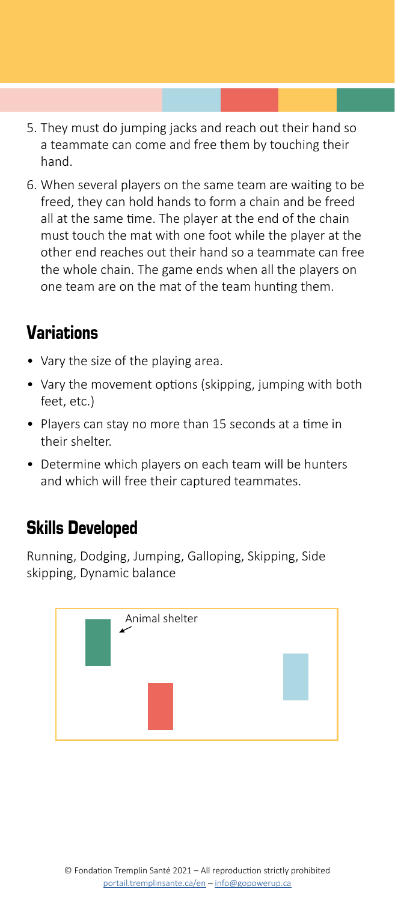5. They must do jumping jacks and reach out their hand so a teammate can come and free them by touching their hand.
6. When several players on the same team are waiting to be freed, they can hold hands to form a chain and be freed all at the same time. The player at the end of the chain must touch the mat with one foot while the player at the other end reaches out their hand so a teammate can free the whole chain. The game ends when all the players on one team are on the mat of the team hunting them.

## Variations

- Vary the size of the playing area.
- Vary the movement options (skipping, jumping with both feet, etc.)
- Players can stay no more than 15 seconds at a time in their shelter.
- Determine which players on each team will be hunters and which will free their captured teammates.

## Skills Developed

Running, Dodging, Jumping, Galloping, Skipping, Side skipping, Dynamic balance

Animal shelter

© Fondation Tremplin Santé 2021 – All reproduction strictly prohibited
portail.tremplinsante.ca/en – info@gopowerup.ca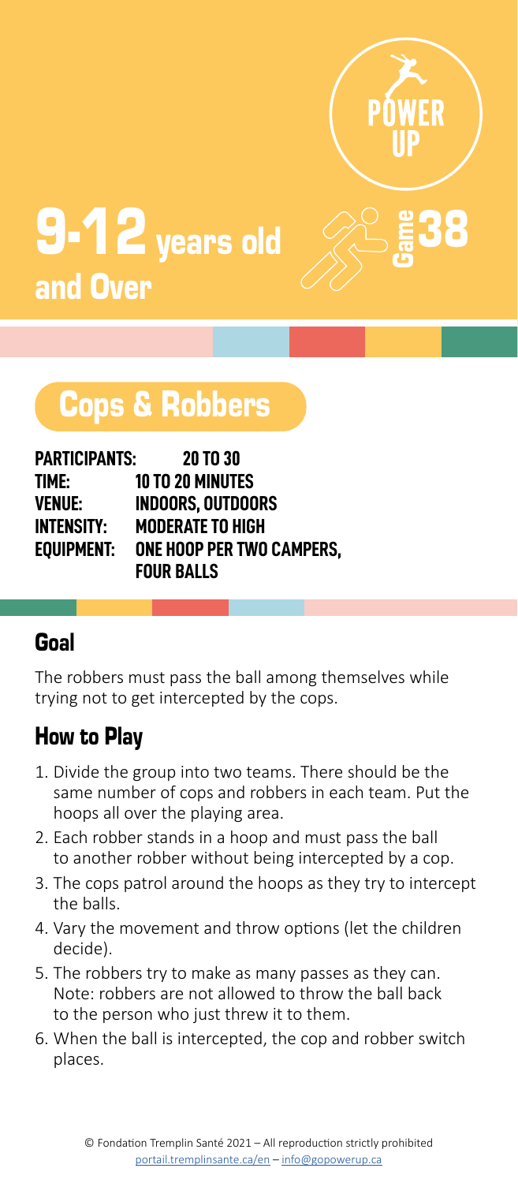POWER UP

# 9-12 years old and Over

Game 38

## Cops & Robbers

**PARTICIPANTS:** 20 TO 30
**TIME:** 10 TO 20 MINUTES
**VENUE:** INDOORS, OUTDOORS
**INTENSITY:** MODERATE TO HIGH
**EQUIPMENT:** ONE HOOP PER TWO CAMPERS, FOUR BALLS

### Goal

The robbers must pass the ball among themselves while trying not to get intercepted by the cops.

### How to Play

1. Divide the group into two teams. There should be the same number of cops and robbers in each team. Put the hoops all over the playing area.
2. Each robber stands in a hoop and must pass the ball to another robber without being intercepted by a cop.
3. The cops patrol around the hoops as they try to intercept the balls.
4. Vary the movement and throw options (let the children decide).
5. The robbers try to make as many passes as they can. Note: robbers are not allowed to throw the ball back to the person who just threw it to them.
6. When the ball is intercepted, the cop and robber switch places.

© Fondation Tremplin Santé 2021 – All reproduction strictly prohibited
portail.tremplinsante.ca/en – info@gopowerup.ca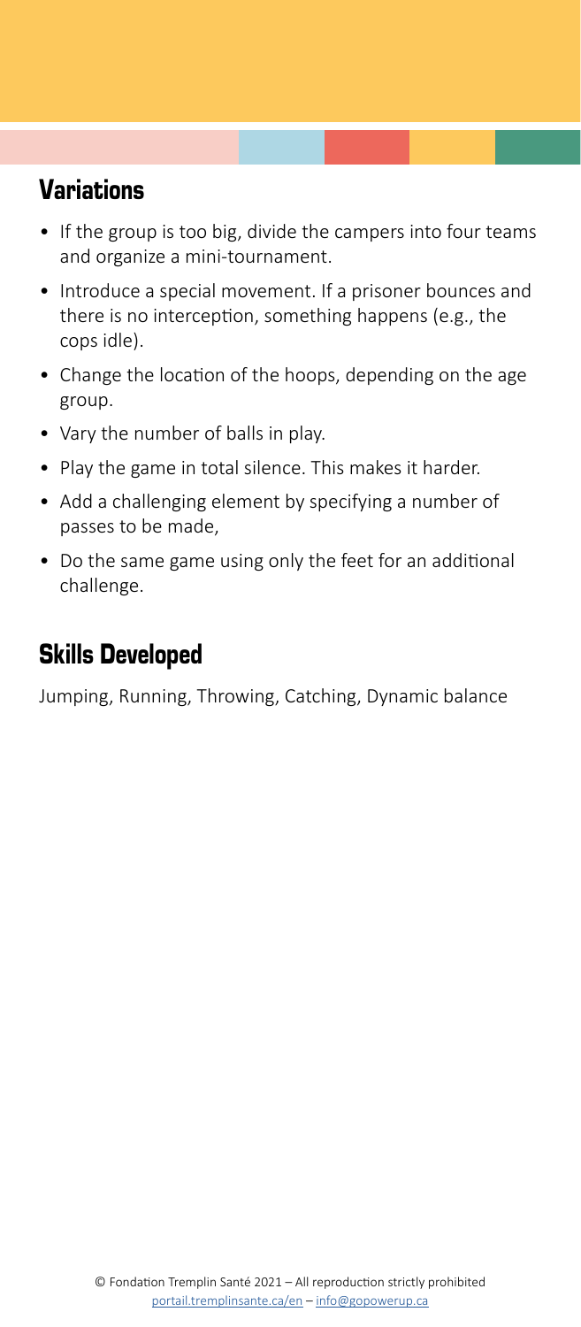## Variations

- If the group is too big, divide the campers into four teams and organize a mini-tournament.
- Introduce a special movement. If a prisoner bounces and there is no interception, something happens (e.g., the cops idle).
- Change the location of the hoops, depending on the age group.
- Vary the number of balls in play.
- Play the game in total silence. This makes it harder.
- Add a challenging element by specifying a number of passes to be made,
- Do the same game using only the feet for an additional challenge.

## Skills Developed

Jumping, Running, Throwing, Catching, Dynamic balance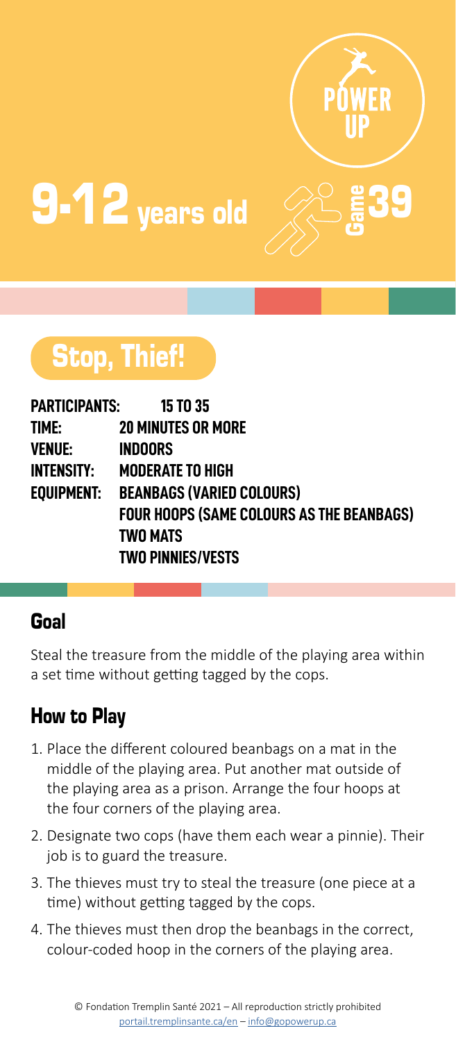# 9-12 years old

POWER UP

Game 39

## Stop, Thief!

**PARTICIPANTS:** 15 TO 35
**TIME:** 20 MINUTES OR MORE
**VENUE:** INDOORS
**INTENSITY:** MODERATE TO HIGH
**EQUIPMENT:** BEANBAGS (VARIED COLOURS)
FOUR HOOPS (SAME COLOURS AS THE BEANBAGS)
TWO MATS
TWO PINNIES/VESTS

### Goal

Steal the treasure from the middle of the playing area within a set time without getting tagged by the cops.

### How to Play

1. Place the different coloured beanbags on a mat in the middle of the playing area. Put another mat outside of the playing area as a prison. Arrange the four hoops at the four corners of the playing area.
2. Designate two cops (have them each wear a pinnie). Their job is to guard the treasure.
3. The thieves must try to steal the treasure (one piece at a time) without getting tagged by the cops.
4. The thieves must then drop the beanbags in the correct, colour-coded hoop in the corners of the playing area.

© Fondation Tremplin Santé 2021 – All reproduction strictly prohibited
portail.tremplinsante.ca/en – info@gopowerup.ca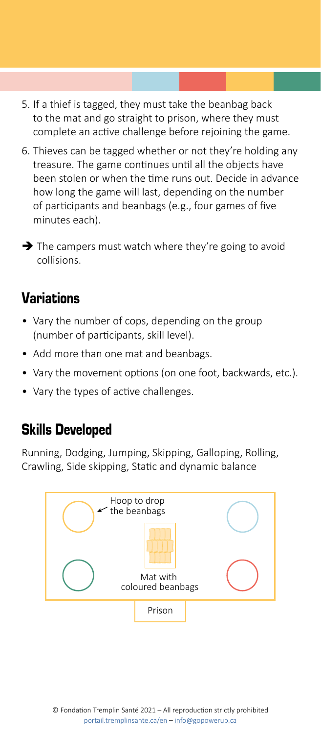5. If a thief is tagged, they must take the beanbag back to the mat and go straight to prison, where they must complete an active challenge before rejoining the game.
6. Thieves can be tagged whether or not they're holding any treasure. The game continues until all the objects have been stolen or when the time runs out. Decide in advance how long the game will last, depending on the number of participants and beanbags (e.g., four games of five minutes each).

➔ The campers must watch where they're going to avoid collisions.

## Variations

- Vary the number of cops, depending on the group (number of participants, skill level).
- Add more than one mat and beanbags.
- Vary the movement options (on one foot, backwards, etc.).
- Vary the types of active challenges.

## Skills Developed

Running, Dodging, Jumping, Skipping, Galloping, Rolling, Crawling, Side skipping, Static and dynamic balance

Hoop to drop the beanbags

Mat with coloured beanbags

Prison

© Fondation Tremplin Santé 2021 – All reproduction strictly prohibited
portail.tremplinsante.ca/en – info@gopowerup.ca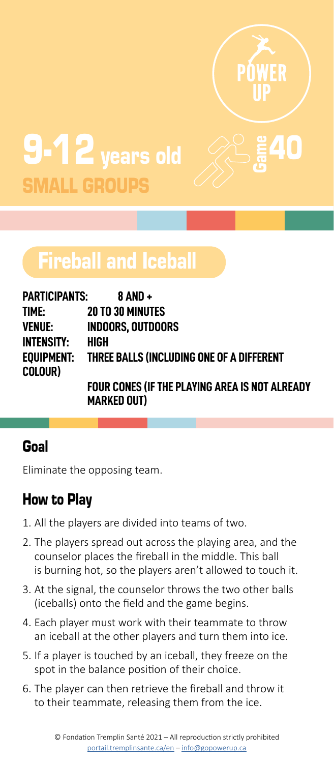POWER UP

# 9-12 years old

SMALL GROUPS

Game 40

## Fireball and Iceball

**PARTICIPANTS:** 8 AND +
**TIME:** 20 TO 30 MINUTES
**VENUE:** INDOORS, OUTDOORS
**INTENSITY:** HIGH
**EQUIPMENT:** THREE BALLS (INCLUDING ONE OF A DIFFERENT COLOUR)

FOUR CONES (IF THE PLAYING AREA IS NOT ALREADY MARKED OUT)

### Goal

Eliminate the opposing team.

### How to Play

1. All the players are divided into teams of two.
2. The players spread out across the playing area, and the counselor places the fireball in the middle. This ball is burning hot, so the players aren't allowed to touch it.
3. At the signal, the counselor throws the two other balls (iceballs) onto the field and the game begins.
4. Each player must work with their teammate to throw an iceball at the other players and turn them into ice.
5. If a player is touched by an iceball, they freeze on the spot in the balance position of their choice.
6. The player can then retrieve the fireball and throw it to their teammate, releasing them from the ice.

© Fondation Tremplin Santé 2021 – All reproduction strictly prohibited
portail.tremplinsante.ca/en – info@gopowerup.ca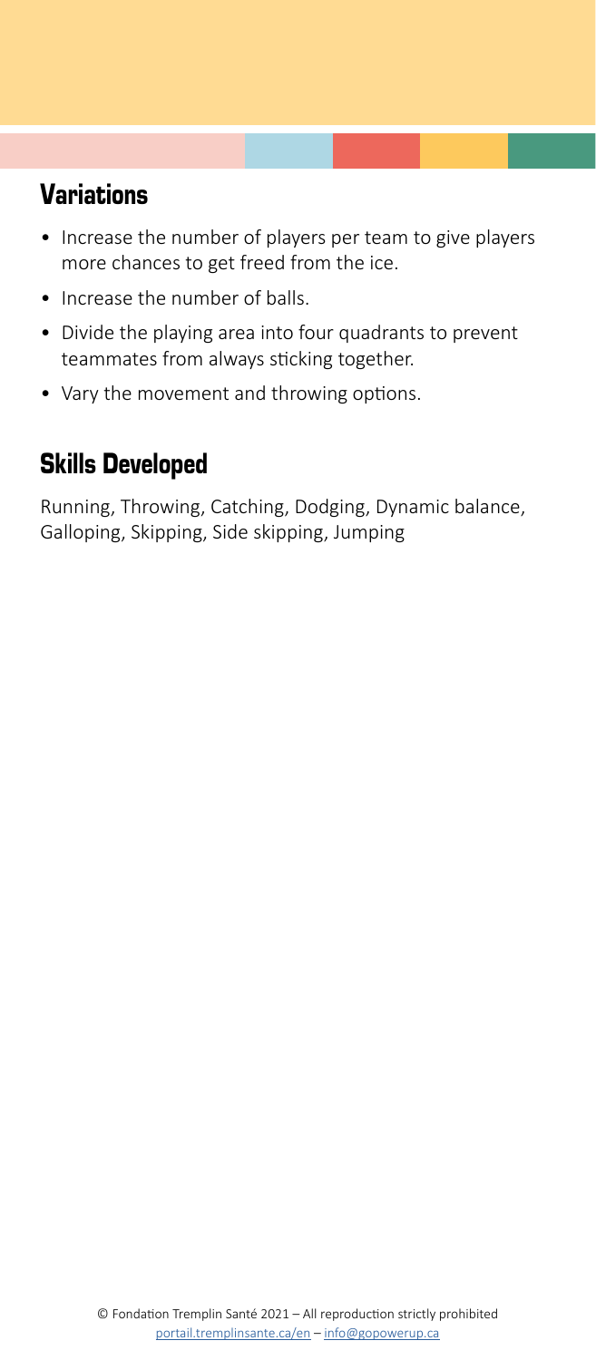## Variations

- Increase the number of players per team to give players more chances to get freed from the ice.
- Increase the number of balls.
- Divide the playing area into four quadrants to prevent teammates from always sticking together.
- Vary the movement and throwing options.

## Skills Developed

Running, Throwing, Catching, Dodging, Dynamic balance, Galloping, Skipping, Side skipping, Jumping

© Fondation Tremplin Santé 2021 – All reproduction strictly prohibited
portail.tremplinsante.ca/en – info@gopowerup.ca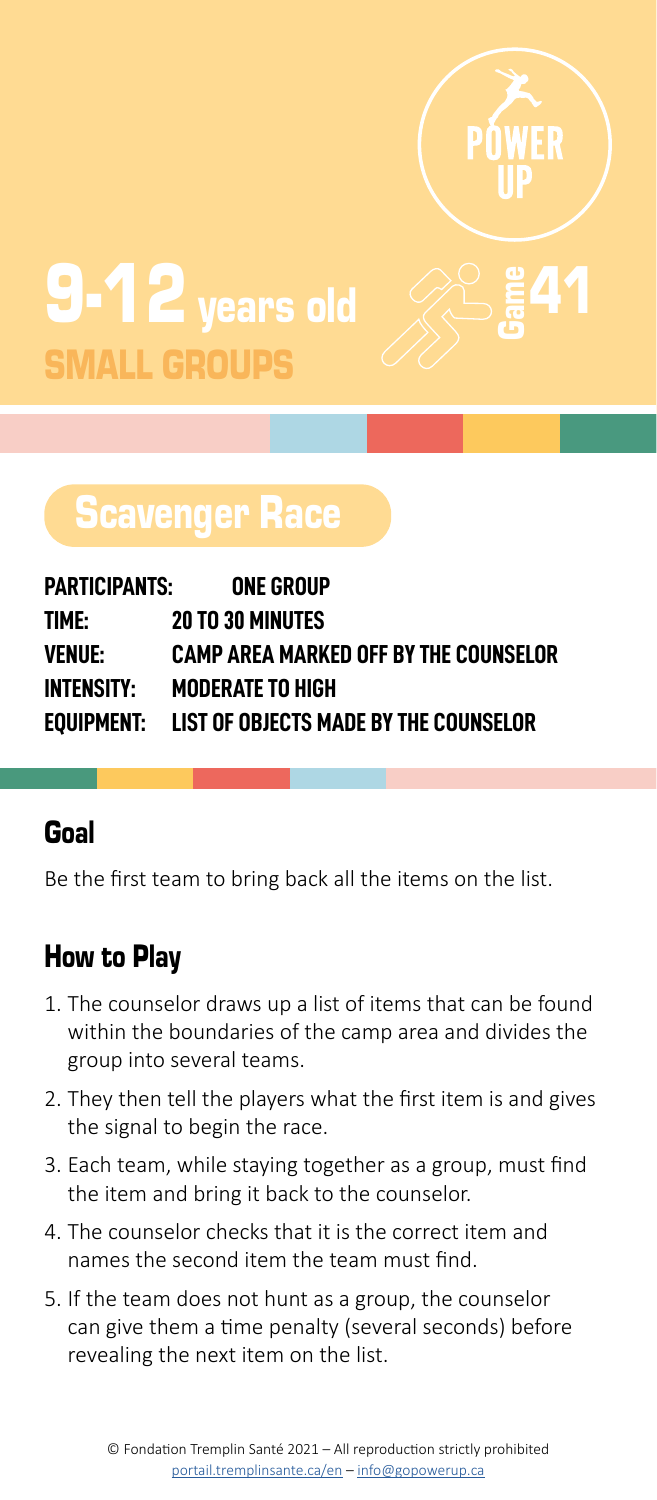POWER UP

# 9-12 years old
## SMALL GROUPS

Game 41

## Scavenger Race

| | |
|---|---|
| **PARTICIPANTS:** | **ONE GROUP** |
| **TIME:** | **20 TO 30 MINUTES** |
| **VENUE:** | **CAMP AREA MARKED OFF BY THE COUNSELOR** |
| **INTENSITY:** | **MODERATE TO HIGH** |
| **EQUIPMENT:** | **LIST OF OBJECTS MADE BY THE COUNSELOR** |

### Goal

Be the first team to bring back all the items on the list.

### How to Play

1. The counselor draws up a list of items that can be found within the boundaries of the camp area and divides the group into several teams.
2. They then tell the players what the first item is and gives the signal to begin the race.
3. Each team, while staying together as a group, must find the item and bring it back to the counselor.
4. The counselor checks that it is the correct item and names the second item the team must find.
5. If the team does not hunt as a group, the counselor can give them a time penalty (several seconds) before revealing the next item on the list.

© Fondation Tremplin Santé 2021 – All reproduction strictly prohibited
portail.tremplinsante.ca/en – info@gopowerup.ca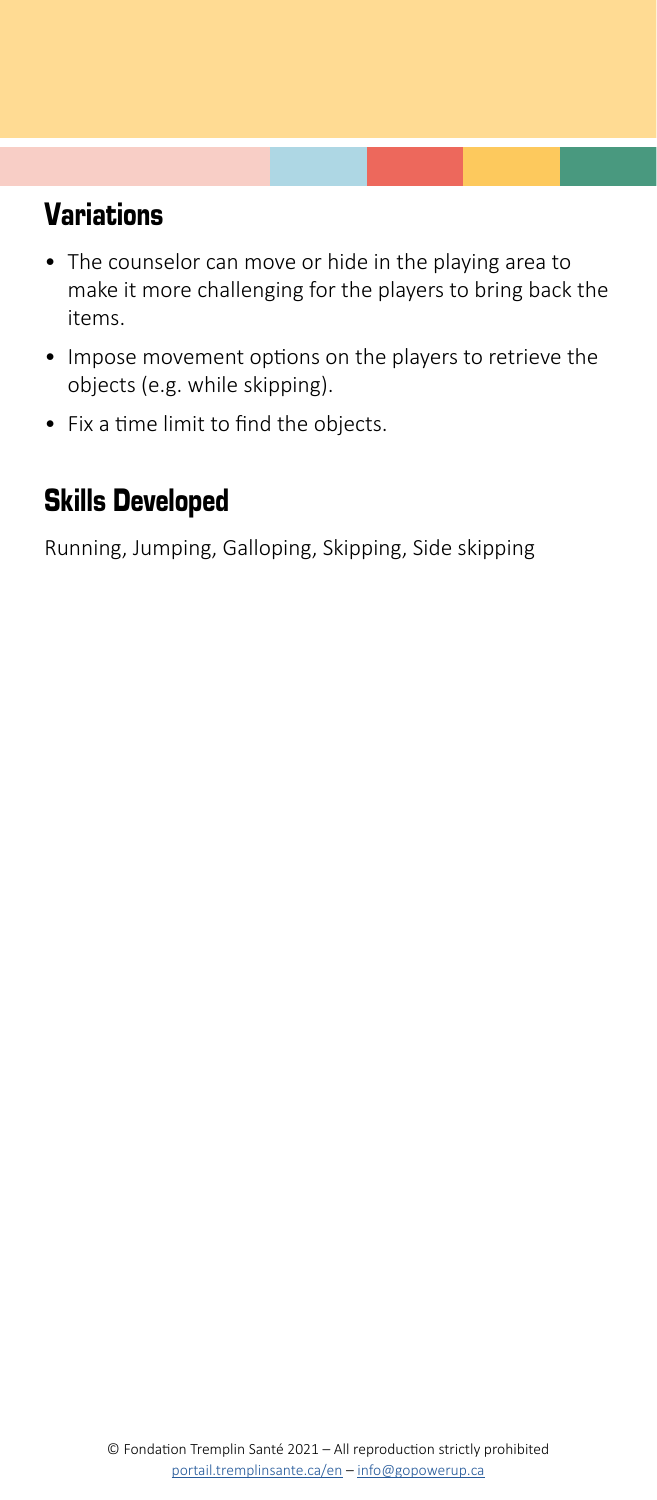## Variations

- The counselor can move or hide in the playing area to make it more challenging for the players to bring back the items.
- Impose movement options on the players to retrieve the objects (e.g. while skipping).
- Fix a time limit to find the objects.

## Skills Developed

Running, Jumping, Galloping, Skipping, Side skipping

© Fondation Tremplin Santé 2021 – All reproduction strictly prohibited
portail.tremplinsante.ca/en – info@gopowerup.ca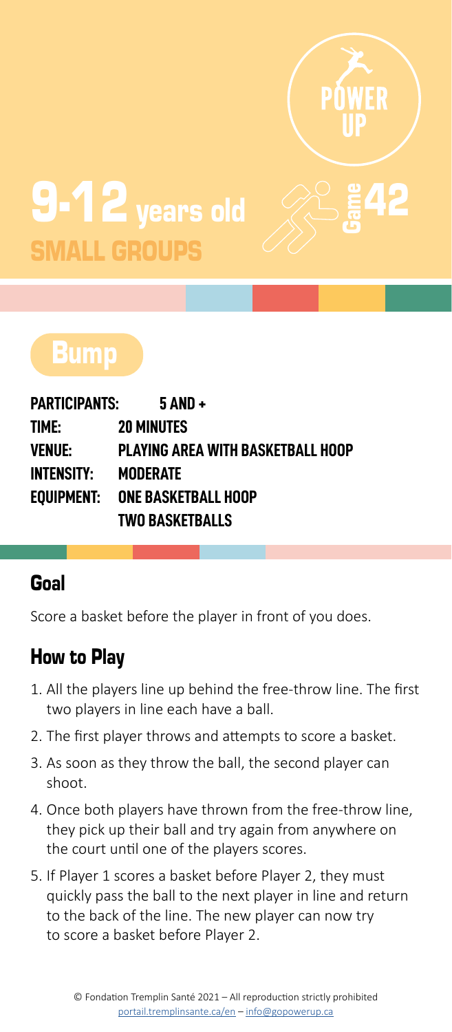POWER UP

# 9-12 years old

## SMALL GROUPS

Game 42

# Bump

**PARTICIPANTS:** 5 AND +
**TIME:** 20 MINUTES
**VENUE:** PLAYING AREA WITH BASKETBALL HOOP
**INTENSITY:** MODERATE
**EQUIPMENT:** ONE BASKETBALL HOOP
TWO BASKETBALLS

## Goal

Score a basket before the player in front of you does.

## How to Play

1. All the players line up behind the free-throw line. The first two players in line each have a ball.
2. The first player throws and attempts to score a basket.
3. As soon as they throw the ball, the second player can shoot.
4. Once both players have thrown from the free-throw line, they pick up their ball and try again from anywhere on the court until one of the players scores.
5. If Player 1 scores a basket before Player 2, they must quickly pass the ball to the next player in line and return to the back of the line. The new player can now try to score a basket before Player 2.

© Fondation Tremplin Santé 2021 – All reproduction strictly prohibited
portail.tremplinsante.ca/en – info@gopowerup.ca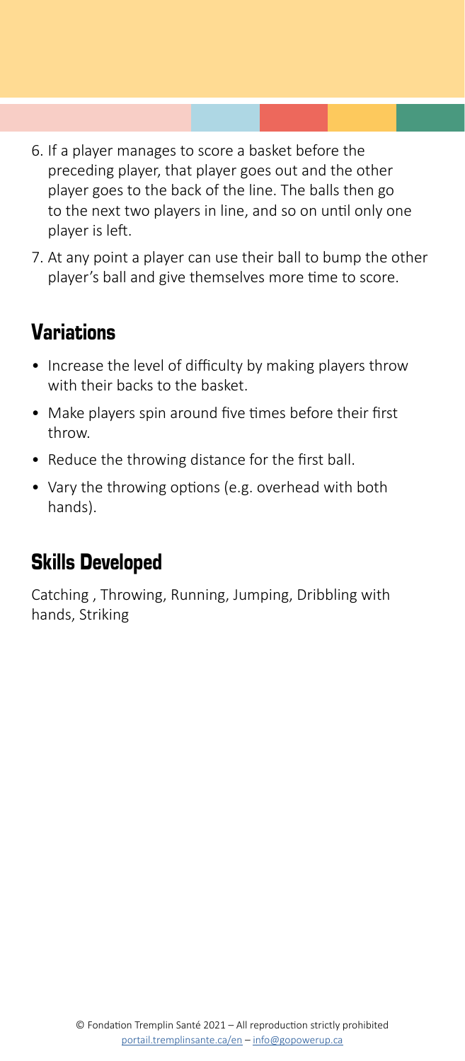6. If a player manages to score a basket before the preceding player, that player goes out and the other player goes to the back of the line. The balls then go to the next two players in line, and so on until only one player is left.
7. At any point a player can use their ball to bump the other player's ball and give themselves more time to score.

## Variations

- Increase the level of difficulty by making players throw with their backs to the basket.
- Make players spin around five times before their first throw.
- Reduce the throwing distance for the first ball.
- Vary the throwing options (e.g. overhead with both hands).

## Skills Developed

Catching , Throwing, Running, Jumping, Dribbling with hands, Striking

© Fondation Tremplin Santé 2021 – All reproduction strictly prohibited
portail.tremplinsante.ca/en – info@gopowerup.ca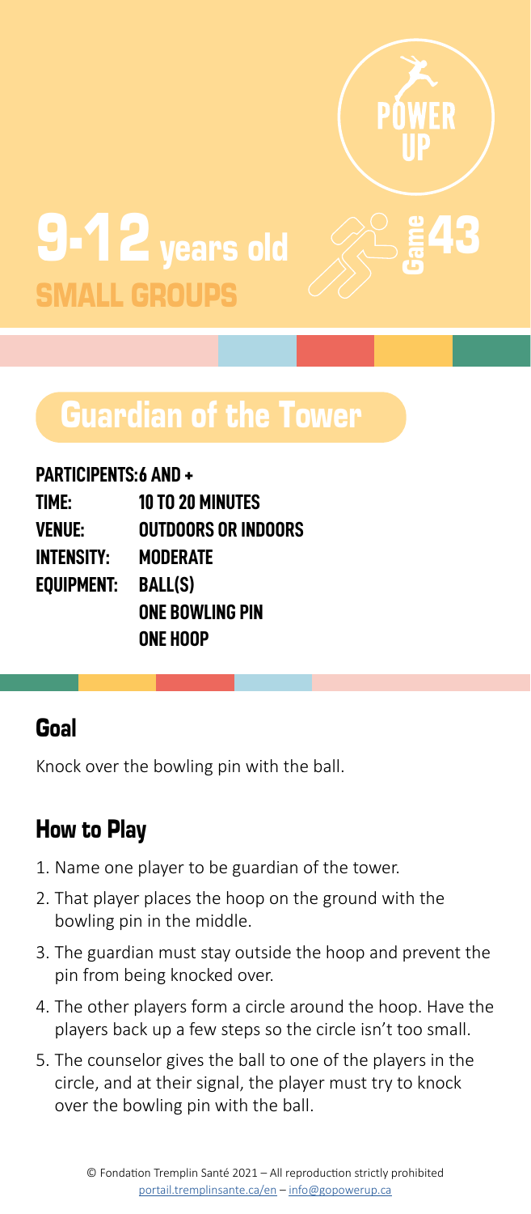POWER UP

# 9-12 years old

## SMALL GROUPS

Game 43

# Guardian of the Tower

**PARTICIPANTS:** 6 AND +
**TIME:** 10 TO 20 MINUTES
**VENUE:** OUTDOORS OR INDOORS
**INTENSITY:** MODERATE
**EQUIPMENT:** BALL(S)
ONE BOWLING PIN
ONE HOOP

## Goal

Knock over the bowling pin with the ball.

## How to Play

1. Name one player to be guardian of the tower.
2. That player places the hoop on the ground with the bowling pin in the middle.
3. The guardian must stay outside the hoop and prevent the pin from being knocked over.
4. The other players form a circle around the hoop. Have the players back up a few steps so the circle isn't too small.
5. The counselor gives the ball to one of the players in the circle, and at their signal, the player must try to knock over the bowling pin with the ball.

© Fondation Tremplin Santé 2021 – All reproduction strictly prohibited
portail.tremplinsante.ca/en – info@gopowerup.ca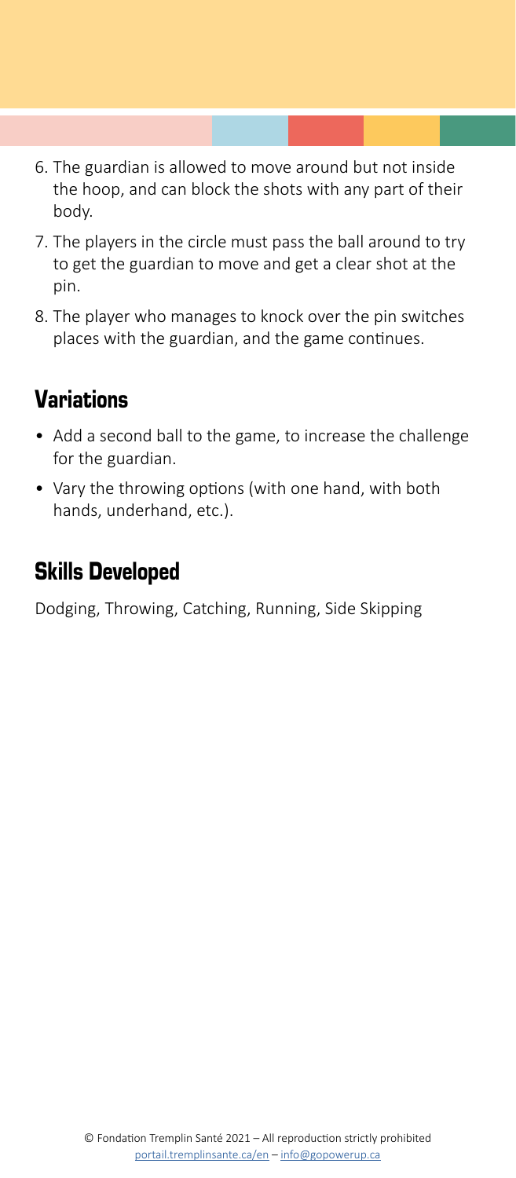6. The guardian is allowed to move around but not inside the hoop, and can block the shots with any part of their body.
7. The players in the circle must pass the ball around to try to get the guardian to move and get a clear shot at the pin.
8. The player who manages to knock over the pin switches places with the guardian, and the game continues.

## Variations

- Add a second ball to the game, to increase the challenge for the guardian.
- Vary the throwing options (with one hand, with both hands, underhand, etc.).

## Skills Developed

Dodging, Throwing, Catching, Running, Side Skipping

© Fondation Tremplin Santé 2021 – All reproduction strictly prohibited
portail.tremplinsante.ca/en – info@gopowerup.ca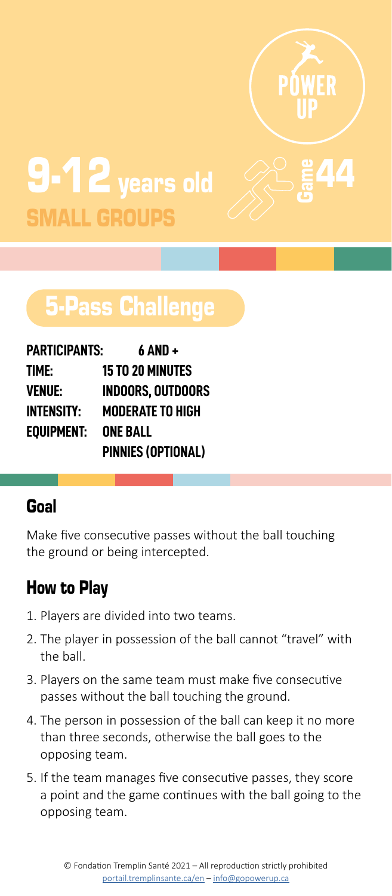POWER UP

# 9-12 years old

## SMALL GROUPS

Game 44

# 5-Pass Challenge

**PARTICIPANTS:** 6 AND +
**TIME:** 15 TO 20 MINUTES
**VENUE:** INDOORS, OUTDOORS
**INTENSITY:** MODERATE TO HIGH
**EQUIPMENT:** ONE BALL
PINNIES (OPTIONAL)

## Goal

Make five consecutive passes without the ball touching the ground or being intercepted.

## How to Play

1. Players are divided into two teams.
2. The player in possession of the ball cannot "travel" with the ball.
3. Players on the same team must make five consecutive passes without the ball touching the ground.
4. The person in possession of the ball can keep it no more than three seconds, otherwise the ball goes to the opposing team.
5. If the team manages five consecutive passes, they score a point and the game continues with the ball going to the opposing team.

© Fondation Tremplin Santé 2021 – All reproduction strictly prohibited
portail.tremplinsante.ca/en – info@gopowerup.ca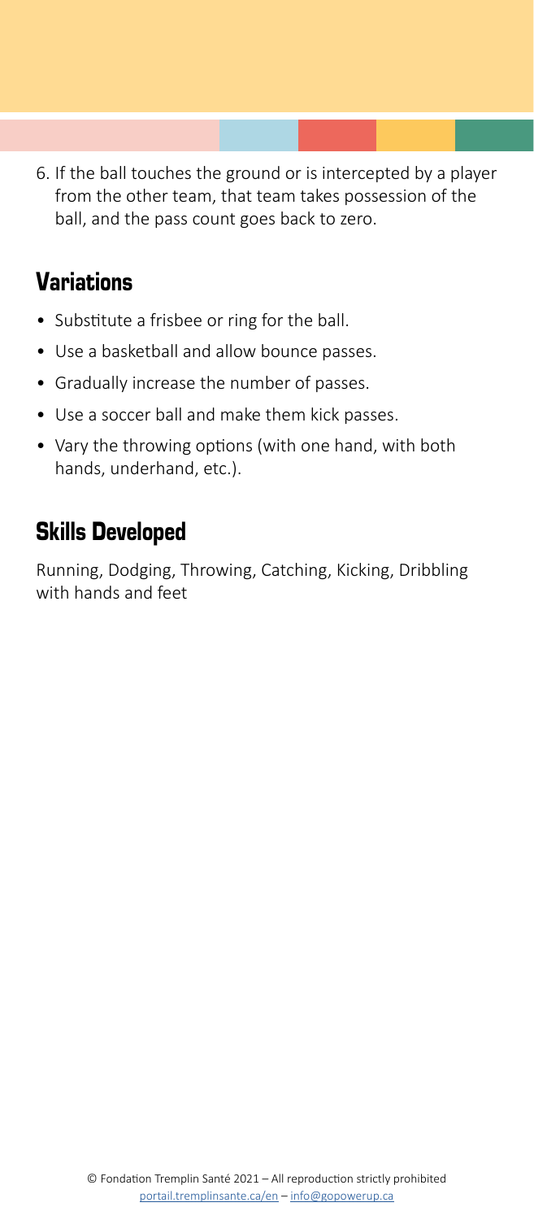6. If the ball touches the ground or is intercepted by a player from the other team, that team takes possession of the ball, and the pass count goes back to zero.

## Variations

- Substitute a frisbee or ring for the ball.
- Use a basketball and allow bounce passes.
- Gradually increase the number of passes.
- Use a soccer ball and make them kick passes.
- Vary the throwing options (with one hand, with both hands, underhand, etc.).

## Skills Developed

Running, Dodging, Throwing, Catching, Kicking, Dribbling with hands and feet

© Fondation Tremplin Santé 2021 – All reproduction strictly prohibited
portail.tremplinsante.ca/en – info@gopowerup.ca